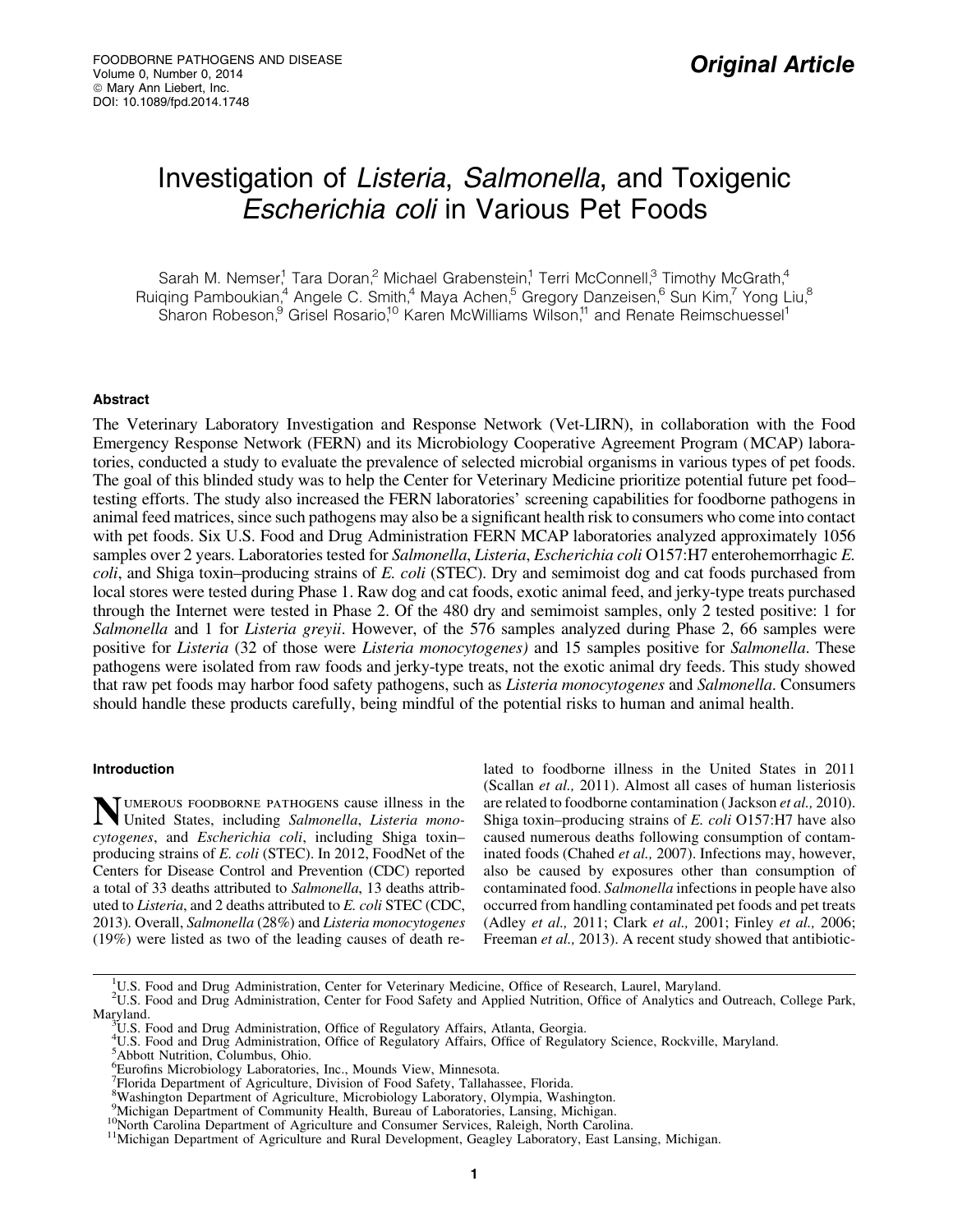**Original Article**

# Investigation of *Listeria*, *Salmonella*, and Toxigenic *Escherichia coli* in Various Pet Foods

Sarah M. Nemser,[1] Tara Doran,[2] Michael Grabenstein,[1] Terri McConnell,[3] Timothy McGrath,[4] Ruiqing Pamboukian,[4] Angele C. Smith,[4] Maya Achen,[5] Gregory Danzeisen,[6] Sun Kim,[7] Yong Liu,[8] Sharon Robeson,[9] Grisel Rosario,[10] Karen McWilliams Wilson,[11] and Renate Reimschuessel[1]

## Abstract

The Veterinary Laboratory Investigation and Response Network (Vet-LIRN), in collaboration with the Food Emergency Response Network (FERN) and its Microbiology Cooperative Agreement Program (MCAP) laboratories, conducted a study to evaluate the prevalence of selected microbial organisms in various types of pet foods. The goal of this blinded study was to help the Center for Veterinary Medicine prioritize potential future pet food–testing efforts. The study also increased the FERN laboratories' screening capabilities for foodborne pathogens in animal feed matrices, since such pathogens may also be a significant health risk to consumers who come into contact with pet foods. Six U.S. Food and Drug Administration FERN MCAP laboratories analyzed approximately 1056 samples over 2 years. Laboratories tested for *Salmonella*, *Listeria*, *Escherichia coli* O157:H7 enterohemorrhagic *E. coli*, and Shiga toxin–producing strains of *E. coli* (STEC). Dry and semimoist dog and cat foods purchased from local stores were tested during Phase 1. Raw dog and cat foods, exotic animal feed, and jerky-type treats purchased through the Internet were tested in Phase 2. Of the 480 dry and semimoist samples, only 2 tested positive: 1 for *Salmonella* and 1 for *Listeria greyii*. However, of the 576 samples analyzed during Phase 2, 66 samples were positive for *Listeria* (32 of those were *Listeria monocytogenes)* and 15 samples positive for *Salmonella*. These pathogens were isolated from raw foods and jerky-type treats, not the exotic animal dry feeds. This study showed that raw pet foods may harbor food safety pathogens, such as *Listeria monocytogenes* and *Salmonella*. Consumers should handle these products carefully, being mindful of the potential risks to human and animal health.

## Introduction

Numerous foodborne pathogens cause illness in the United States, including *Salmonella*, *Listeria monocytogenes*, and *Escherichia coli*, including Shiga toxin–producing strains of *E. coli* (STEC). In 2012, FoodNet of the Centers for Disease Control and Prevention (CDC) reported a total of 33 deaths attributed to *Salmonella*, 13 deaths attributed to *Listeria*, and 2 deaths attributed to *E. coli* STEC (CDC, 2013). Overall, *Salmonella* (28%) and *Listeria monocytogenes* (19%) were listed as two of the leading causes of death related to foodborne illness in the United States in 2011 (Scallan *et al.,* 2011). Almost all cases of human listeriosis are related to foodborne contamination (Jackson *et al.,* 2010). Shiga toxin–producing strains of *E. coli* O157:H7 have also caused numerous deaths following consumption of contaminated foods (Chahed *et al.,* 2007). Infections may, however, also be caused by exposures other than consumption of contaminated food. *Salmonella* infections in people have also occurred from handling contaminated pet foods and pet treats (Adley *et al.,* 2011; Clark *et al.,* 2001; Finley *et al.,* 2006; Freeman *et al.,* 2013). A recent study showed that antibiotic-

---

[1] U.S. Food and Drug Administration, Center for Veterinary Medicine, Office of Research, Laurel, Maryland.
[2] U.S. Food and Drug Administration, Center for Food Safety and Applied Nutrition, Office of Analytics and Outreach, College Park, Maryland.
[3] U.S. Food and Drug Administration, Office of Regulatory Affairs, Atlanta, Georgia.
[4] U.S. Food and Drug Administration, Office of Regulatory Affairs, Office of Regulatory Science, Rockville, Maryland.
[5] Abbott Nutrition, Columbus, Ohio.
[6] Eurofins Microbiology Laboratories, Inc., Mounds View, Minnesota.
[7] Florida Department of Agriculture, Division of Food Safety, Tallahassee, Florida.
[8] Washington Department of Agriculture, Microbiology Laboratory, Olympia, Washington.
[9] Michigan Department of Community Health, Bureau of Laboratories, Lansing, Michigan.
[10] North Carolina Department of Agriculture and Consumer Services, Raleigh, North Carolina.
[11] Michigan Department of Agriculture and Rural Development, Geagley Laboratory, East Lansing, Michigan.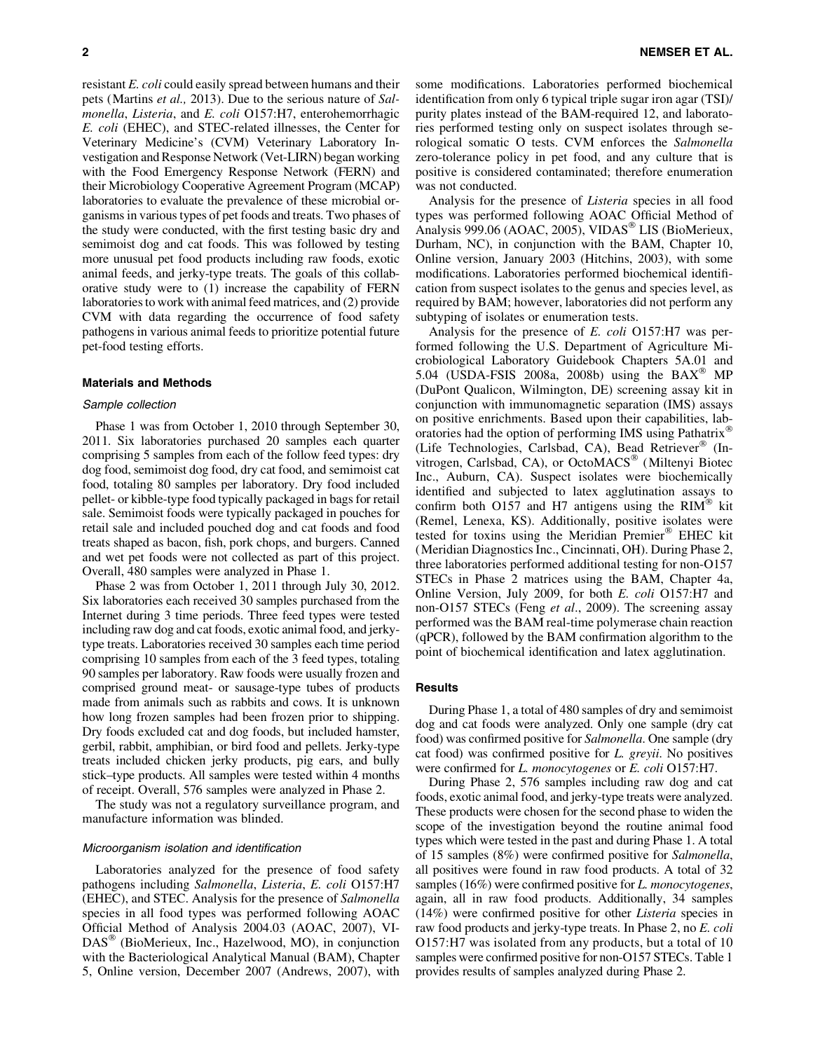resistant *E. coli* could easily spread between humans and their pets (Martins *et al.,* 2013). Due to the serious nature of *Salmonella*, *Listeria*, and *E. coli* O157:H7, enterohemorrhagic *E. coli* (EHEC), and STEC-related illnesses, the Center for Veterinary Medicine's (CVM) Veterinary Laboratory Investigation and Response Network (Vet-LIRN) began working with the Food Emergency Response Network (FERN) and their Microbiology Cooperative Agreement Program (MCAP) laboratories to evaluate the prevalence of these microbial organisms in various types of pet foods and treats. Two phases of the study were conducted, with the first testing basic dry and semimoist dog and cat foods. This was followed by testing more unusual pet food products including raw foods, exotic animal feeds, and jerky-type treats. The goals of this collaborative study were to (1) increase the capability of FERN laboratories to work with animal feed matrices, and (2) provide CVM with data regarding the occurrence of food safety pathogens in various animal feeds to prioritize potential future pet-food testing efforts.

### Materials and Methods

#### *Sample collection*

Phase 1 was from October 1, 2010 through September 30, 2011. Six laboratories purchased 20 samples each quarter comprising 5 samples from each of the follow feed types: dry dog food, semimoist dog food, dry cat food, and semimoist cat food, totaling 80 samples per laboratory. Dry food included pellet- or kibble-type food typically packaged in bags for retail sale. Semimoist foods were typically packaged in pouches for retail sale and included pouched dog and cat foods and food treats shaped as bacon, fish, pork chops, and burgers. Canned and wet pet foods were not collected as part of this project. Overall, 480 samples were analyzed in Phase 1.

Phase 2 was from October 1, 2011 through July 30, 2012. Six laboratories each received 30 samples purchased from the Internet during 3 time periods. Three feed types were tested including raw dog and cat foods, exotic animal food, and jerky-type treats. Laboratories received 30 samples each time period comprising 10 samples from each of the 3 feed types, totaling 90 samples per laboratory. Raw foods were usually frozen and comprised ground meat- or sausage-type tubes of products made from animals such as rabbits and cows. It is unknown how long frozen samples had been frozen prior to shipping. Dry foods excluded cat and dog foods, but included hamster, gerbil, rabbit, amphibian, or bird food and pellets. Jerky-type treats included chicken jerky products, pig ears, and bully stick–type products. All samples were tested within 4 months of receipt. Overall, 576 samples were analyzed in Phase 2.

The study was not a regulatory surveillance program, and manufacture information was blinded.

#### *Microorganism isolation and identification*

Laboratories analyzed for the presence of food safety pathogens including *Salmonella*, *Listeria*, *E. coli* O157:H7 (EHEC), and STEC. Analysis for the presence of *Salmonella* species in all food types was performed following AOAC Official Method of Analysis 2004.03 (AOAC, 2007), VIDAS® (BioMerieux, Inc., Hazelwood, MO), in conjunction with the Bacteriological Analytical Manual (BAM), Chapter 5, Online version, December 2007 (Andrews, 2007), with some modifications. Laboratories performed biochemical identification from only 6 typical triple sugar iron agar (TSI)/purity plates instead of the BAM-required 12, and laboratories performed testing only on suspect isolates through serological somatic O tests. CVM enforces the *Salmonella* zero-tolerance policy in pet food, and any culture that is positive is considered contaminated; therefore enumeration was not conducted.

Analysis for the presence of *Listeria* species in all food types was performed following AOAC Official Method of Analysis 999.06 (AOAC, 2005), VIDAS® LIS (BioMerieux, Durham, NC), in conjunction with the BAM, Chapter 10, Online version, January 2003 (Hitchins, 2003), with some modifications. Laboratories performed biochemical identification from suspect isolates to the genus and species level, as required by BAM; however, laboratories did not perform any subtyping of isolates or enumeration tests.

Analysis for the presence of *E. coli* O157:H7 was performed following the U.S. Department of Agriculture Microbiological Laboratory Guidebook Chapters 5A.01 and 5.04 (USDA-FSIS 2008a, 2008b) using the BAX® MP (DuPont Qualicon, Wilmington, DE) screening assay kit in conjunction with immunomagnetic separation (IMS) assays on positive enrichments. Based upon their capabilities, laboratories had the option of performing IMS using Pathatrix® (Life Technologies, Carlsbad, CA), Bead Retriever® (Invitrogen, Carlsbad, CA), or OctoMACS® (Miltenyi Biotec Inc., Auburn, CA). Suspect isolates were biochemically identified and subjected to latex agglutination assays to confirm both O157 and H7 antigens using the RIM® kit (Remel, Lenexa, KS). Additionally, positive isolates were tested for toxins using the Meridian Premier® EHEC kit (Meridian Diagnostics Inc., Cincinnati, OH). During Phase 2, three laboratories performed additional testing for non-O157 STECs in Phase 2 matrices using the BAM, Chapter 4a, Online Version, July 2009, for both *E. coli* O157:H7 and non-O157 STECs (Feng *et al*., 2009). The screening assay performed was the BAM real-time polymerase chain reaction (qPCR), followed by the BAM confirmation algorithm to the point of biochemical identification and latex agglutination.

### Results

During Phase 1, a total of 480 samples of dry and semimoist dog and cat foods were analyzed. Only one sample (dry cat food) was confirmed positive for *Salmonella*. One sample (dry cat food) was confirmed positive for *L. greyii*. No positives were confirmed for *L. monocytogenes* or *E. coli* O157:H7.

During Phase 2, 576 samples including raw dog and cat foods, exotic animal food, and jerky-type treats were analyzed. These products were chosen for the second phase to widen the scope of the investigation beyond the routine animal food types which were tested in the past and during Phase 1. A total of 15 samples (8%) were confirmed positive for *Salmonella*, all positives were found in raw food products. A total of 32 samples (16%) were confirmed positive for *L. monocytogenes*, again, all in raw food products. Additionally, 34 samples (14%) were confirmed positive for other *Listeria* species in raw food products and jerky-type treats. In Phase 2, no *E. coli* O157:H7 was isolated from any products, but a total of 10 samples were confirmed positive for non-O157 STECs. Table 1 provides results of samples analyzed during Phase 2.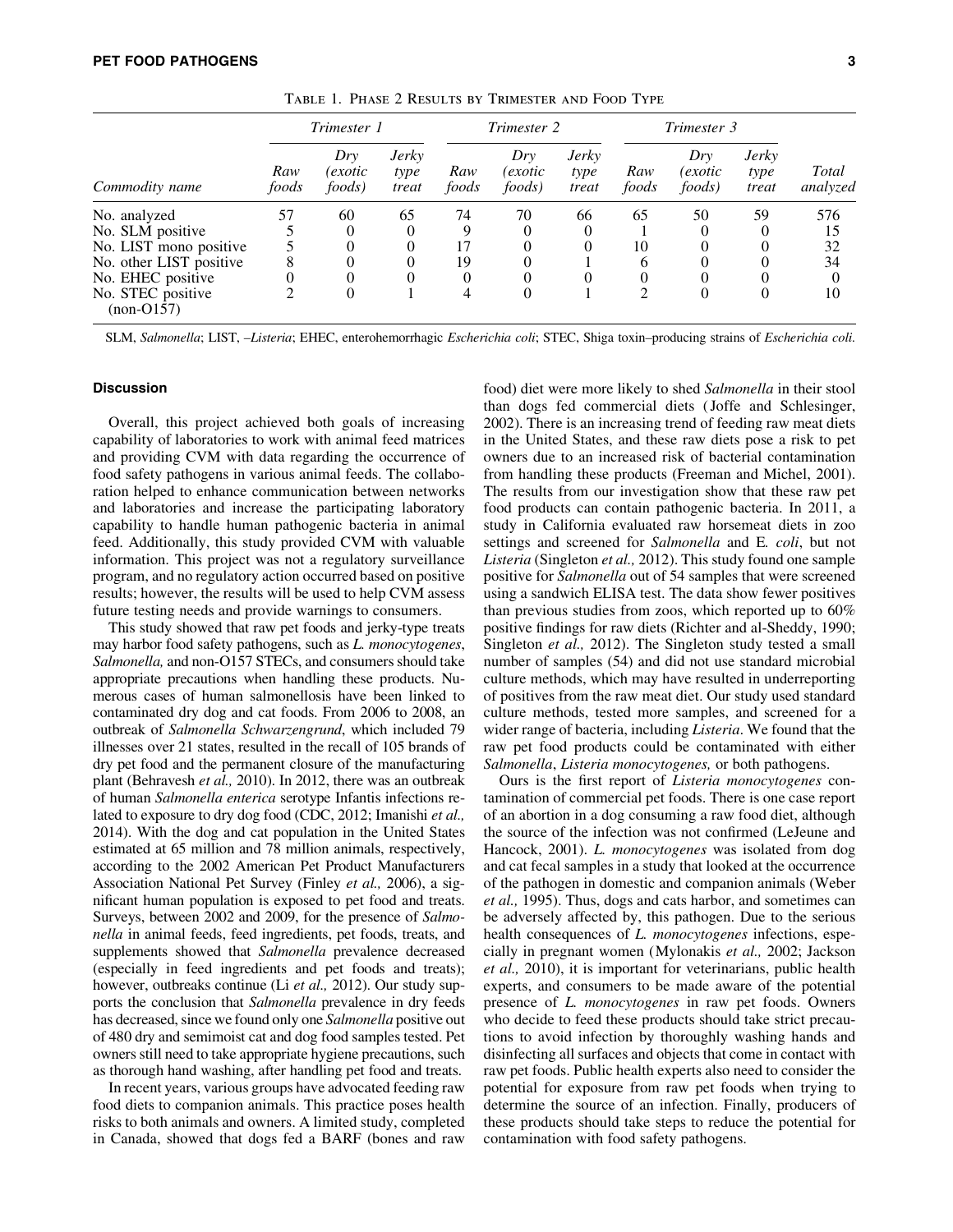Table 1. Phase 2 Results by Trimester and Food Type

| | *Trimester 1* | | | *Trimester 2* | | | *Trimester 3* | | | |
|---|---|---|---|---|---|---|---|---|---|---|
| *Commodity name* | *Raw foods* | *Dry (exotic foods)* | *Jerky type treat* | *Raw foods* | *Dry (exotic foods)* | *Jerky type treat* | *Raw foods* | *Dry (exotic foods)* | *Jerky type treat* | *Total analyzed* |
| No. analyzed | 57 | 60 | 65 | 74 | 70 | 66 | 65 | 50 | 59 | 576 |
| No. SLM positive | 5 | 0 | 0 | 9 | 0 | 0 | 1 | 0 | 0 | 15 |
| No. LIST mono positive | 5 | 0 | 0 | 17 | 0 | 0 | 10 | 0 | 0 | 32 |
| No. other LIST positive | 8 | 0 | 0 | 19 | 0 | 1 | 6 | 0 | 0 | 34 |
| No. EHEC positive | 0 | 0 | 0 | 0 | 0 | 0 | 0 | 0 | 0 | 0 |
| No. STEC positive (non-O157) | 2 | 0 | 1 | 4 | 0 | 1 | 2 | 0 | 0 | 10 |

SLM, *Salmonella*; LIST, –*Listeria*; EHEC, enterohemorrhagic *Escherichia coli*; STEC, Shiga toxin–producing strains of *Escherichia coli*.

### Discussion

Overall, this project achieved both goals of increasing capability of laboratories to work with animal feed matrices and providing CVM with data regarding the occurrence of food safety pathogens in various animal feeds. The collaboration helped to enhance communication between networks and laboratories and increase the participating laboratory capability to handle human pathogenic bacteria in animal feed. Additionally, this study provided CVM with valuable information. This project was not a regulatory surveillance program, and no regulatory action occurred based on positive results; however, the results will be used to help CVM assess future testing needs and provide warnings to consumers.

This study showed that raw pet foods and jerky-type treats may harbor food safety pathogens, such as *L. monocytogenes*, *Salmonella,* and non-O157 STECs, and consumers should take appropriate precautions when handling these products. Numerous cases of human salmonellosis have been linked to contaminated dry dog and cat foods. From 2006 to 2008, an outbreak of *Salmonella Schwarzengrund*, which included 79 illnesses over 21 states, resulted in the recall of 105 brands of dry pet food and the permanent closure of the manufacturing plant (Behravesh *et al.,* 2010). In 2012, there was an outbreak of human *Salmonella enterica* serotype Infantis infections related to exposure to dry dog food (CDC, 2012; Imanishi *et al.,* 2014). With the dog and cat population in the United States estimated at 65 million and 78 million animals, respectively, according to the 2002 American Pet Product Manufacturers Association National Pet Survey (Finley *et al.,* 2006), a significant human population is exposed to pet food and treats. Surveys, between 2002 and 2009, for the presence of *Salmonella* in animal feeds, feed ingredients, pet foods, treats, and supplements showed that *Salmonella* prevalence decreased (especially in feed ingredients and pet foods and treats); however, outbreaks continue (Li *et al.,* 2012). Our study supports the conclusion that *Salmonella* prevalence in dry feeds has decreased, since we found only one *Salmonella* positive out of 480 dry and semimoist cat and dog food samples tested. Pet owners still need to take appropriate hygiene precautions, such as thorough hand washing, after handling pet food and treats.

In recent years, various groups have advocated feeding raw food diets to companion animals. This practice poses health risks to both animals and owners. A limited study, completed in Canada, showed that dogs fed a BARF (bones and raw food) diet were more likely to shed *Salmonella* in their stool than dogs fed commercial diets (Joffe and Schlesinger, 2002). There is an increasing trend of feeding raw meat diets in the United States, and these raw diets pose a risk to pet owners due to an increased risk of bacterial contamination from handling these products (Freeman and Michel, 2001). The results from our investigation show that these raw pet food products can contain pathogenic bacteria. In 2011, a study in California evaluated raw horsemeat diets in zoo settings and screened for *Salmonella* and E. *coli*, but not *Listeria* (Singleton *et al.,* 2012). This study found one sample positive for *Salmonella* out of 54 samples that were screened using a sandwich ELISA test. The data show fewer positives than previous studies from zoos, which reported up to 60% positive findings for raw diets (Richter and al-Sheddy, 1990; Singleton *et al.,* 2012). The Singleton study tested a small number of samples (54) and did not use standard microbial culture methods, which may have resulted in underreporting of positives from the raw meat diet. Our study used standard culture methods, tested more samples, and screened for a wider range of bacteria, including *Listeria*. We found that the raw pet food products could be contaminated with either *Salmonella*, *Listeria monocytogenes,* or both pathogens.

Ours is the first report of *Listeria monocytogenes* contamination of commercial pet foods. There is one case report of an abortion in a dog consuming a raw food diet, although the source of the infection was not confirmed (LeJeune and Hancock, 2001). *L. monocytogenes* was isolated from dog and cat fecal samples in a study that looked at the occurrence of the pathogen in domestic and companion animals (Weber *et al.,* 1995). Thus, dogs and cats harbor, and sometimes can be adversely affected by, this pathogen. Due to the serious health consequences of *L. monocytogenes* infections, especially in pregnant women (Mylonakis *et al.,* 2002; Jackson *et al.,* 2010), it is important for veterinarians, public health experts, and consumers to be made aware of the potential presence of *L. monocytogenes* in raw pet foods. Owners who decide to feed these products should take strict precautions to avoid infection by thoroughly washing hands and disinfecting all surfaces and objects that come in contact with raw pet foods. Public health experts also need to consider the potential for exposure from raw pet foods when trying to determine the source of an infection. Finally, producers of these products should take steps to reduce the potential for contamination with food safety pathogens.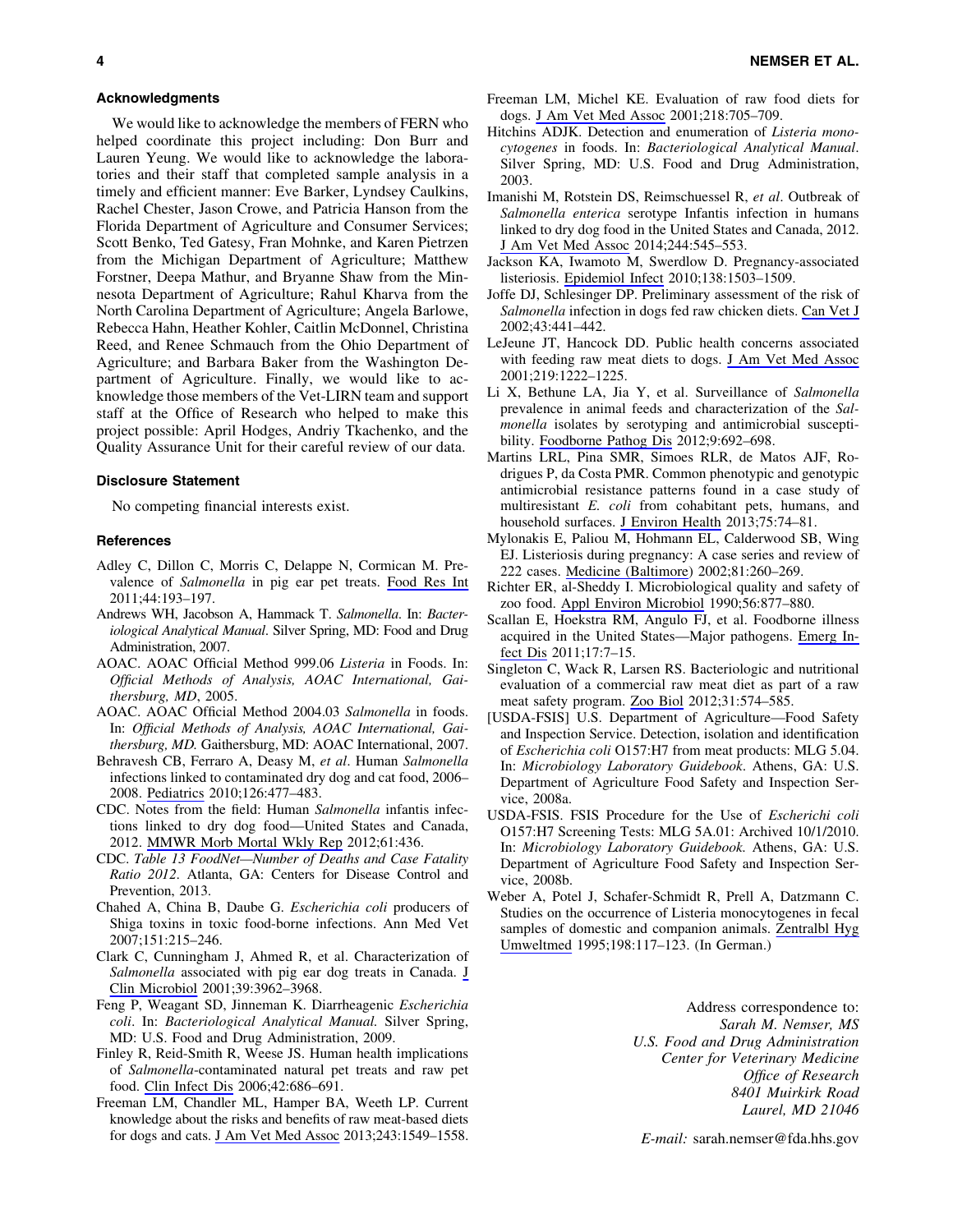## Acknowledgments

We would like to acknowledge the members of FERN who helped coordinate this project including: Don Burr and Lauren Yeung. We would like to acknowledge the laboratories and their staff that completed sample analysis in a timely and efficient manner: Eve Barker, Lyndsey Caulkins, Rachel Chester, Jason Crowe, and Patricia Hanson from the Florida Department of Agriculture and Consumer Services; Scott Benko, Ted Gatesy, Fran Mohnke, and Karen Pietrzen from the Michigan Department of Agriculture; Matthew Forstner, Deepa Mathur, and Bryanne Shaw from the Minnesota Department of Agriculture; Rahul Kharva from the North Carolina Department of Agriculture; Angela Barlowe, Rebecca Hahn, Heather Kohler, Caitlin McDonnel, Christina Reed, and Renee Schmauch from the Ohio Department of Agriculture; and Barbara Baker from the Washington Department of Agriculture. Finally, we would like to acknowledge those members of the Vet-LIRN team and support staff at the Office of Research who helped to make this project possible: April Hodges, Andriy Tkachenko, and the Quality Assurance Unit for their careful review of our data.

## Disclosure Statement

No competing financial interests exist.

## References

Adley C, Dillon C, Morris C, Delappe N, Cormican M. Prevalence of *Salmonella* in pig ear pet treats. Food Res Int 2011;44:193–197.

Andrews WH, Jacobson A, Hammack T. *Salmonella*. In: *Bacteriological Analytical Manual*. Silver Spring, MD: Food and Drug Administration, 2007.

AOAC. AOAC Official Method 999.06 *Listeria* in Foods. In: *Official Methods of Analysis, AOAC International, Gaithersburg, MD*, 2005.

AOAC. AOAC Official Method 2004.03 *Salmonella* in foods. In: *Official Methods of Analysis, AOAC International, Gaithersburg, MD*. Gaithersburg, MD: AOAC International, 2007.

Behravesh CB, Ferraro A, Deasy M, *et al*. Human *Salmonella* infections linked to contaminated dry dog and cat food, 2006–2008. Pediatrics 2010;126:477–483.

CDC. Notes from the field: Human *Salmonella* infantis infections linked to dry dog food—United States and Canada, 2012. MMWR Morb Mortal Wkly Rep 2012;61:436.

CDC. *Table 13 FoodNet—Number of Deaths and Case Fatality Ratio 2012*. Atlanta, GA: Centers for Disease Control and Prevention, 2013.

Chahed A, China B, Daube G. *Escherichia coli* producers of Shiga toxins in toxic food-borne infections. Ann Med Vet 2007;151:215–246.

Clark C, Cunningham J, Ahmed R, et al. Characterization of *Salmonella* associated with pig ear dog treats in Canada. J Clin Microbiol 2001;39:3962–3968.

Feng P, Weagant SD, Jinneman K. Diarrheagenic *Escherichia coli*. In: *Bacteriological Analytical Manual.* Silver Spring, MD: U.S. Food and Drug Administration, 2009.

Finley R, Reid-Smith R, Weese JS. Human health implications of *Salmonella*-contaminated natural pet treats and raw pet food. Clin Infect Dis 2006;42:686–691.

Freeman LM, Chandler ML, Hamper BA, Weeth LP. Current knowledge about the risks and benefits of raw meat-based diets for dogs and cats. J Am Vet Med Assoc 2013;243:1549–1558.

Freeman LM, Michel KE. Evaluation of raw food diets for dogs. J Am Vet Med Assoc 2001;218:705–709.

Hitchins ADJK. Detection and enumeration of *Listeria monocytogenes* in foods. In: *Bacteriological Analytical Manual*. Silver Spring, MD: U.S. Food and Drug Administration, 2003.

Imanishi M, Rotstein DS, Reimschuessel R, *et al*. Outbreak of *Salmonella enterica* serotype Infantis infection in humans linked to dry dog food in the United States and Canada, 2012. J Am Vet Med Assoc 2014;244:545–553.

Jackson KA, Iwamoto M, Swerdlow D. Pregnancy-associated listeriosis. Epidemiol Infect 2010;138:1503–1509.

Joffe DJ, Schlesinger DP. Preliminary assessment of the risk of *Salmonella* infection in dogs fed raw chicken diets. Can Vet J 2002;43:441–442.

LeJeune JT, Hancock DD. Public health concerns associated with feeding raw meat diets to dogs. J Am Vet Med Assoc 2001;219:1222–1225.

Li X, Bethune LA, Jia Y, et al. Surveillance of *Salmonella* prevalence in animal feeds and characterization of the *Salmonella* isolates by serotyping and antimicrobial susceptibility. Foodborne Pathog Dis 2012;9:692–698.

Martins LRL, Pina SMR, Simoes RLR, de Matos AJF, Rodrigues P, da Costa PMR. Common phenotypic and genotypic antimicrobial resistance patterns found in a case study of multiresistant *E. coli* from cohabitant pets, humans, and household surfaces. J Environ Health 2013;75:74–81.

Mylonakis E, Paliou M, Hohmann EL, Calderwood SB, Wing EJ. Listeriosis during pregnancy: A case series and review of 222 cases. Medicine (Baltimore) 2002;81:260–269.

Richter ER, al-Sheddy I. Microbiological quality and safety of zoo food. Appl Environ Microbiol 1990;56:877–880.

Scallan E, Hoekstra RM, Angulo FJ, et al. Foodborne illness acquired in the United States—Major pathogens. Emerg Infect Dis 2011;17:7–15.

Singleton C, Wack R, Larsen RS. Bacteriologic and nutritional evaluation of a commercial raw meat diet as part of a raw meat safety program. Zoo Biol 2012;31:574–585.

[USDA-FSIS] U.S. Department of Agriculture—Food Safety and Inspection Service. Detection, isolation and identification of *Escherichia coli* O157:H7 from meat products: MLG 5.04. In: *Microbiology Laboratory Guidebook*. Athens, GA: U.S. Department of Agriculture Food Safety and Inspection Service, 2008a.

USDA-FSIS. FSIS Procedure for the Use of *Escherichi coli* O157:H7 Screening Tests: MLG 5A.01: Archived 10/1/2010. In: *Microbiology Laboratory Guidebook.* Athens, GA: U.S. Department of Agriculture Food Safety and Inspection Service, 2008b.

Weber A, Potel J, Schafer-Schmidt R, Prell A, Datzmann C. Studies on the occurrence of Listeria monocytogenes in fecal samples of domestic and companion animals. Zentralbl Hyg Umweltmed 1995;198:117–123. (In German.)

Address correspondence to:
*Sarah M. Nemser, MS*
*U.S. Food and Drug Administration*
*Center for Veterinary Medicine*
*Office of Research*
*8401 Muirkirk Road*
*Laurel, MD 21046*

*E-mail:* sarah.nemser@fda.hhs.gov